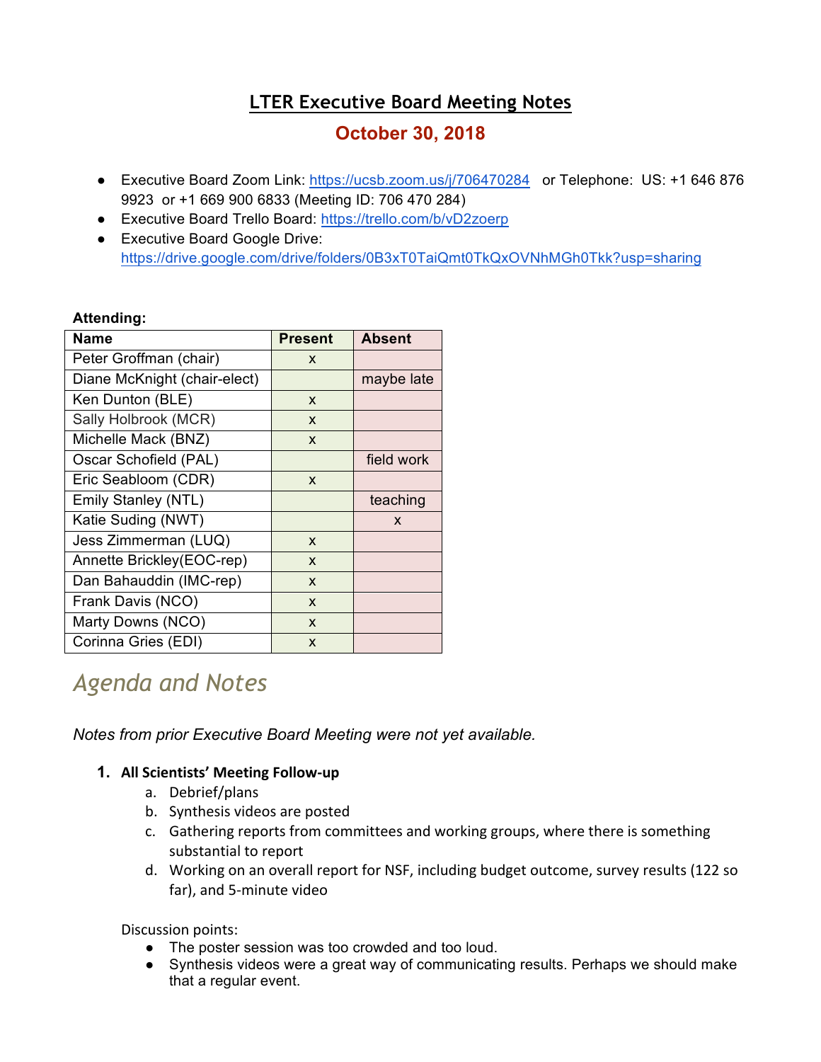# LTER Executive Board Meeting Notes

## October 30, 2018

- Executive Board Zoom Link: https://ucsb.zoom.us/j/706470284 or Telephone: US: +1 646 876 9923 or +1 669 900 6833 (Meeting ID: 706 470 284)
- Executive Board Trello Board: https://trello.com/b/vD2zoerp
- Executive Board Google Drive: https://drive.google.com/drive/folders/0B3xT0TaiQmt0TkQxOVNhMGh0Tkk?usp=sharing

**Attending:**

| Name | Present | Absent |
|---|---|---|
| Peter Groffman (chair) | x | |
| Diane McKnight (chair-elect) | | maybe late |
| Ken Dunton (BLE) | x | |
| Sally Holbrook (MCR) | x | |
| Michelle Mack (BNZ) | x | |
| Oscar Schofield (PAL) | | field work |
| Eric Seabloom (CDR) | x | |
| Emily Stanley (NTL) | | teaching |
| Katie Suding (NWT) | | x |
| Jess Zimmerman (LUQ) | x | |
| Annette Brickley(EOC-rep) | x | |
| Dan Bahauddin (IMC-rep) | x | |
| Frank Davis (NCO) | x | |
| Marty Downs (NCO) | x | |
| Corinna Gries (EDI) | x | |

# *Agenda and Notes*

*Notes from prior Executive Board Meeting were not yet available.*

1. **All Scientists' Meeting Follow-up**
   a. Debrief/plans
   b. Synthesis videos are posted
   c. Gathering reports from committees and working groups, where there is something substantial to report
   d. Working on an overall report for NSF, including budget outcome, survey results (122 so far), and 5-minute video

   Discussion points:
   - The poster session was too crowded and too loud.
   - Synthesis videos were a great way of communicating results. Perhaps we should make that a regular event.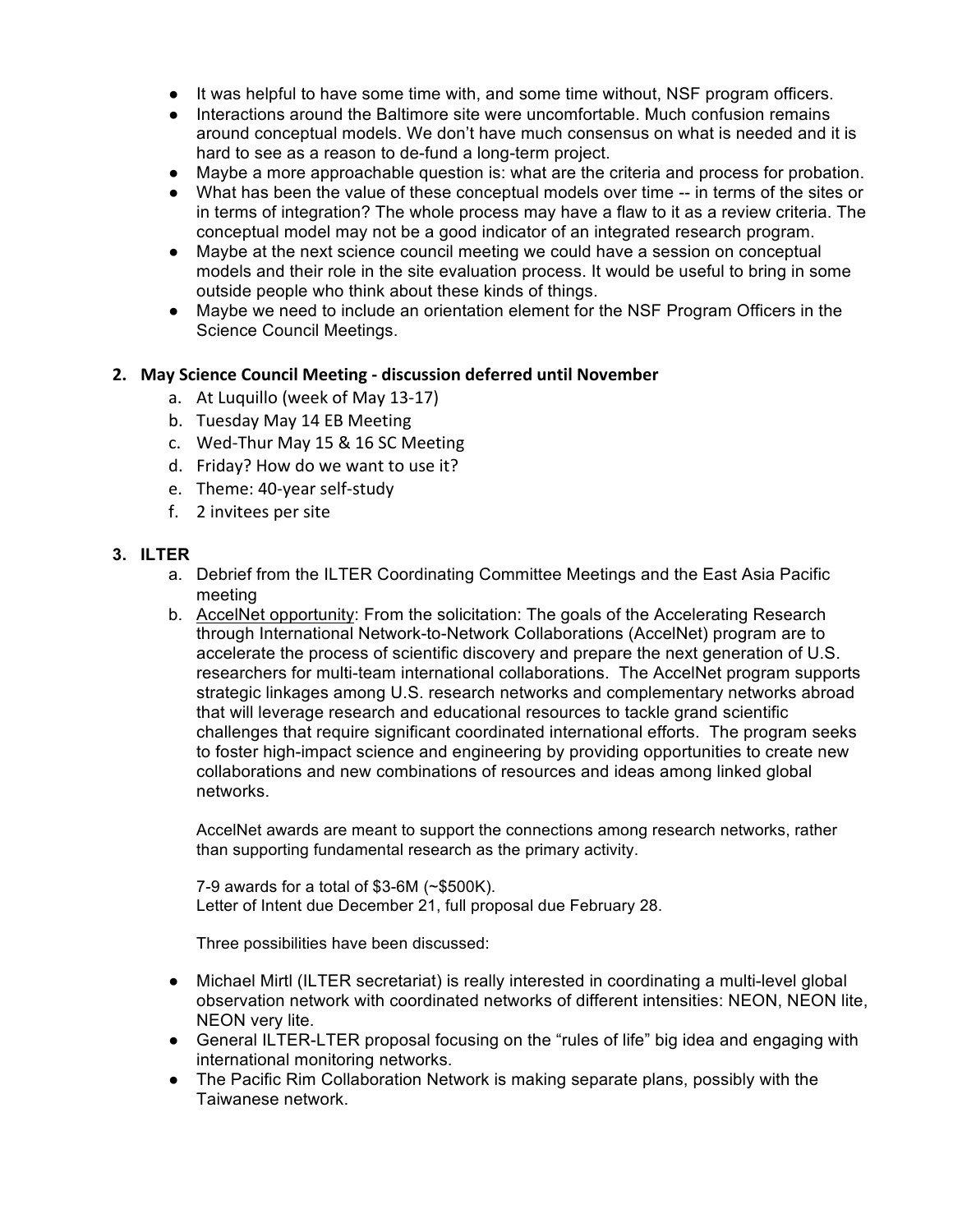- It was helpful to have some time with, and some time without, NSF program officers.
- Interactions around the Baltimore site were uncomfortable. Much confusion remains around conceptual models. We don't have much consensus on what is needed and it is hard to see as a reason to de-fund a long-term project.
- Maybe a more approachable question is: what are the criteria and process for probation.
- What has been the value of these conceptual models over time -- in terms of the sites or in terms of integration? The whole process may have a flaw to it as a review criteria. The conceptual model may not be a good indicator of an integrated research program.
- Maybe at the next science council meeting we could have a session on conceptual models and their role in the site evaluation process. It would be useful to bring in some outside people who think about these kinds of things.
- Maybe we need to include an orientation element for the NSF Program Officers in the Science Council Meetings.

**2. May Science Council Meeting - discussion deferred until November**

a. At Luquillo (week of May 13-17)
b. Tuesday May 14 EB Meeting
c. Wed-Thur May 15 & 16 SC Meeting
d. Friday? How do we want to use it?
e. Theme: 40-year self-study
f. 2 invitees per site

**3. ILTER**

a. Debrief from the ILTER Coordinating Committee Meetings and the East Asia Pacific meeting
b. AccelNet opportunity: From the solicitation: The goals of the Accelerating Research through International Network-to-Network Collaborations (AccelNet) program are to accelerate the process of scientific discovery and prepare the next generation of U.S. researchers for multi-team international collaborations. The AccelNet program supports strategic linkages among U.S. research networks and complementary networks abroad that will leverage research and educational resources to tackle grand scientific challenges that require significant coordinated international efforts. The program seeks to foster high-impact science and engineering by providing opportunities to create new collaborations and new combinations of resources and ideas among linked global networks.

   AccelNet awards are meant to support the connections among research networks, rather than supporting fundamental research as the primary activity.

   7-9 awards for a total of $3-6M (~$500K).
   Letter of Intent due December 21, full proposal due February 28.

   Three possibilities have been discussed:

- Michael Mirtl (ILTER secretariat) is really interested in coordinating a multi-level global observation network with coordinated networks of different intensities: NEON, NEON lite, NEON very lite.
- General ILTER-LTER proposal focusing on the "rules of life" big idea and engaging with international monitoring networks.
- The Pacific Rim Collaboration Network is making separate plans, possibly with the Taiwanese network.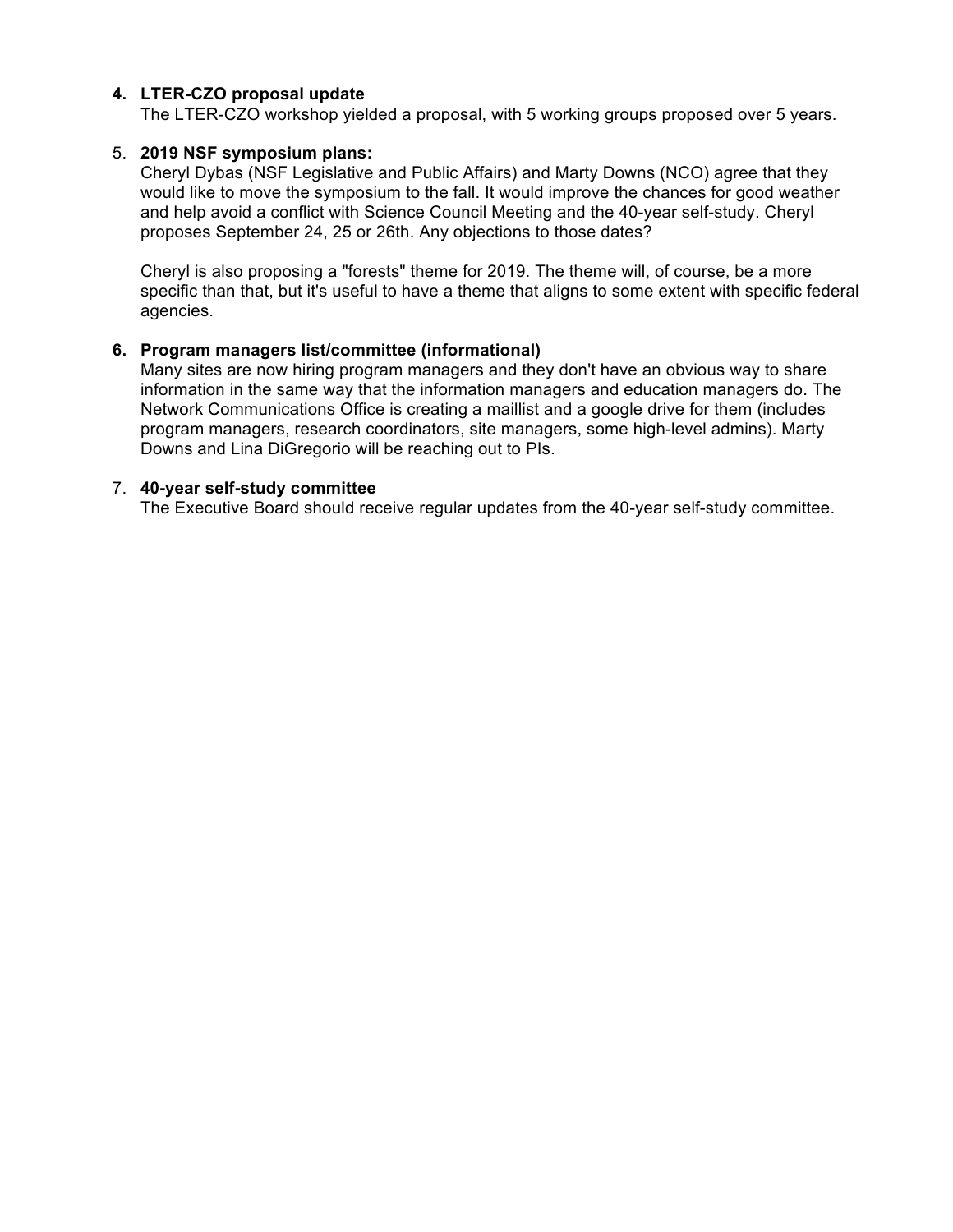4. **LTER-CZO proposal update**
   The LTER-CZO workshop yielded a proposal, with 5 working groups proposed over 5 years.

5. **2019 NSF symposium plans:**
   Cheryl Dybas (NSF Legislative and Public Affairs) and Marty Downs (NCO) agree that they would like to move the symposium to the fall. It would improve the chances for good weather and help avoid a conflict with Science Council Meeting and the 40-year self-study. Cheryl proposes September 24, 25 or 26th. Any objections to those dates?

   Cheryl is also proposing a "forests" theme for 2019. The theme will, of course, be a more specific than that, but it's useful to have a theme that aligns to some extent with specific federal agencies.

6. **Program managers list/committee (informational)**
   Many sites are now hiring program managers and they don't have an obvious way to share information in the same way that the information managers and education managers do. The Network Communications Office is creating a maillist and a google drive for them (includes program managers, research coordinators, site managers, some high-level admins). Marty Downs and Lina DiGregorio will be reaching out to PIs.

7. **40-year self-study committee**
   The Executive Board should receive regular updates from the 40-year self-study committee.